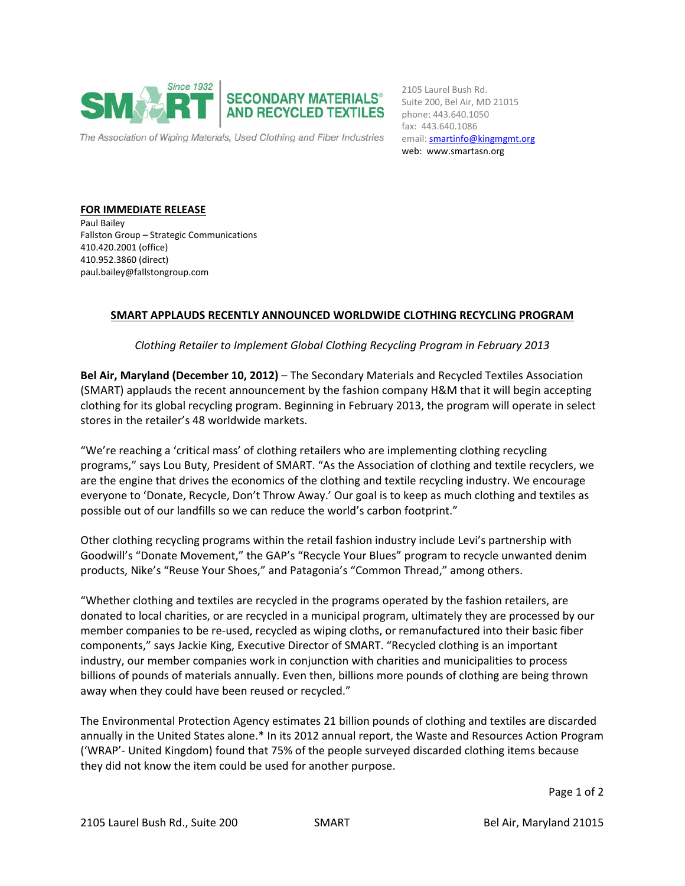SMART — Since 1932
SECONDARY MATERIALS® AND RECYCLED TEXTILES
The Association of Wiping Materials, Used Clothing and Fiber Industries

2105 Laurel Bush Rd.
Suite 200, Bel Air, MD 21015
phone: 443.640.1050
fax: 443.640.1086
email: smartinfo@kingmgmt.org
web: www.smartasn.org

**FOR IMMEDIATE RELEASE**
Paul Bailey
Fallston Group – Strategic Communications
410.420.2001 (office)
410.952.3860 (direct)
paul.bailey@fallstongroup.com

## SMART APPLAUDS RECENTLY ANNOUNCED WORLDWIDE CLOTHING RECYCLING PROGRAM

*Clothing Retailer to Implement Global Clothing Recycling Program in February 2013*

**Bel Air, Maryland (December 10, 2012)** – The Secondary Materials and Recycled Textiles Association (SMART) applauds the recent announcement by the fashion company H&M that it will begin accepting clothing for its global recycling program. Beginning in February 2013, the program will operate in select stores in the retailer's 48 worldwide markets.

"We're reaching a 'critical mass' of clothing retailers who are implementing clothing recycling programs," says Lou Buty, President of SMART. "As the Association of clothing and textile recyclers, we are the engine that drives the economics of the clothing and textile recycling industry. We encourage everyone to 'Donate, Recycle, Don't Throw Away.' Our goal is to keep as much clothing and textiles as possible out of our landfills so we can reduce the world's carbon footprint."

Other clothing recycling programs within the retail fashion industry include Levi's partnership with Goodwill's "Donate Movement," the GAP's "Recycle Your Blues" program to recycle unwanted denim products, Nike's "Reuse Your Shoes," and Patagonia's "Common Thread," among others.

"Whether clothing and textiles are recycled in the programs operated by the fashion retailers, are donated to local charities, or are recycled in a municipal program, ultimately they are processed by our member companies to be re-used, recycled as wiping cloths, or remanufactured into their basic fiber components," says Jackie King, Executive Director of SMART. "Recycled clothing is an important industry, our member companies work in conjunction with charities and municipalities to process billions of pounds of materials annually. Even then, billions more pounds of clothing are being thrown away when they could have been reused or recycled."

The Environmental Protection Agency estimates 21 billion pounds of clothing and textiles are discarded annually in the United States alone.* In its 2012 annual report, the Waste and Resources Action Program ('WRAP'- United Kingdom) found that 75% of the people surveyed discarded clothing items because they did not know the item could be used for another purpose.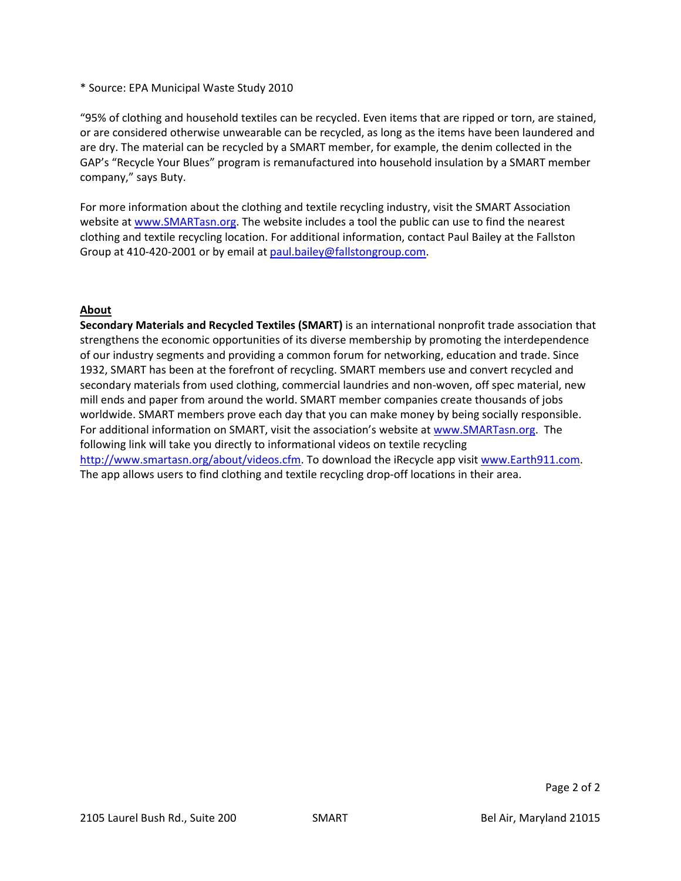* Source: EPA Municipal Waste Study 2010

"95% of clothing and household textiles can be recycled. Even items that are ripped or torn, are stained, or are considered otherwise unwearable can be recycled, as long as the items have been laundered and are dry. The material can be recycled by a SMART member, for example, the denim collected in the GAP's "Recycle Your Blues" program is remanufactured into household insulation by a SMART member company," says Buty.

For more information about the clothing and textile recycling industry, visit the SMART Association website at www.SMARTasn.org. The website includes a tool the public can use to find the nearest clothing and textile recycling location. For additional information, contact Paul Bailey at the Fallston Group at 410-420-2001 or by email at paul.bailey@fallstongroup.com.

**About**

**Secondary Materials and Recycled Textiles (SMART)** is an international nonprofit trade association that strengthens the economic opportunities of its diverse membership by promoting the interdependence of our industry segments and providing a common forum for networking, education and trade. Since 1932, SMART has been at the forefront of recycling. SMART members use and convert recycled and secondary materials from used clothing, commercial laundries and non-woven, off spec material, new mill ends and paper from around the world. SMART member companies create thousands of jobs worldwide. SMART members prove each day that you can make money by being socially responsible. For additional information on SMART, visit the association's website at www.SMARTasn.org. The following link will take you directly to informational videos on textile recycling http://www.smartasn.org/about/videos.cfm. To download the iRecycle app visit www.Earth911.com. The app allows users to find clothing and textile recycling drop-off locations in their area.